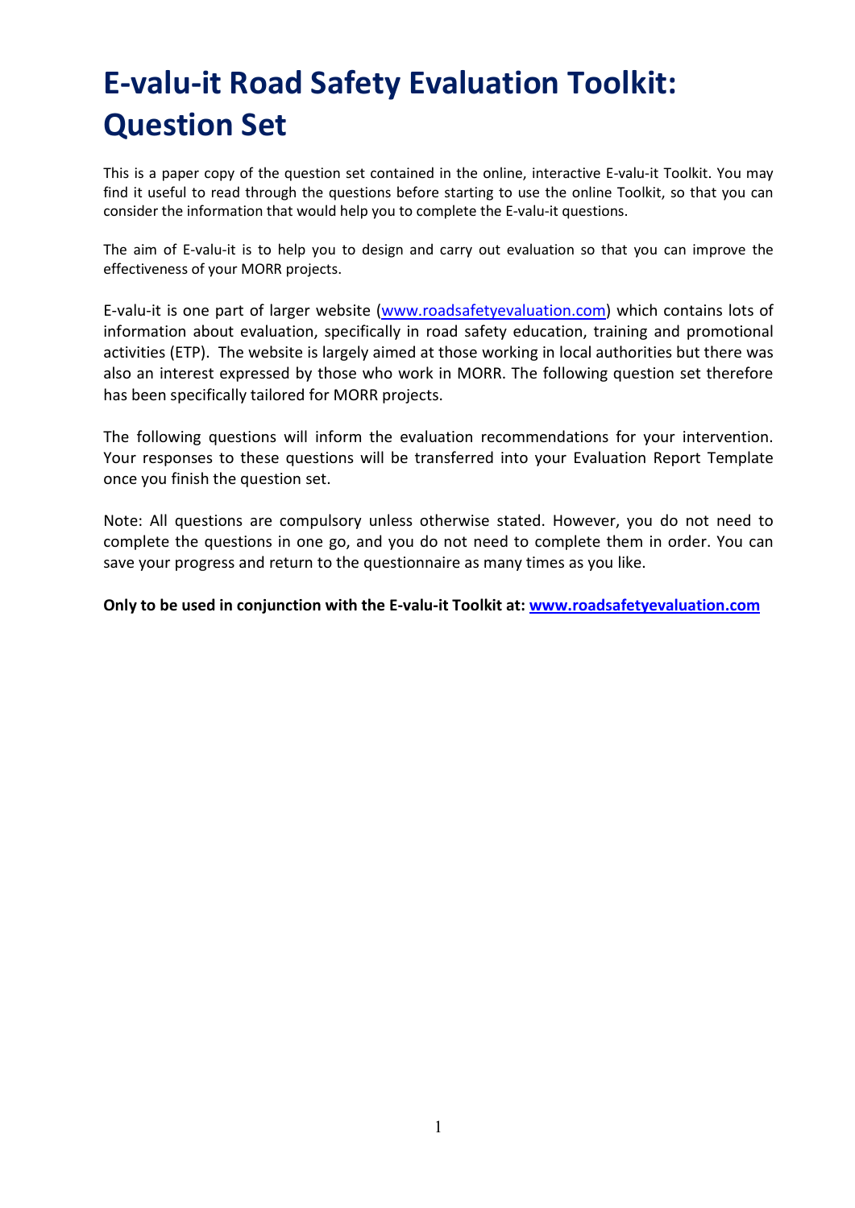# E-valu-it Road Safety Evaluation Toolkit: Question Set

This is a paper copy of the question set contained in the online, interactive E-valu-it Toolkit. You may find it useful to read through the questions before starting to use the online Toolkit, so that you can consider the information that would help you to complete the E-valu-it questions.

The aim of E-valu-it is to help you to design and carry out evaluation so that you can improve the effectiveness of your MORR projects.

E-valu-it is one part of larger website ([www.roadsafetyevaluation.com](http://www.roadsafetyevaluation.com)) which contains lots of information about evaluation, specifically in road safety education, training and promotional activities (ETP). The website is largely aimed at those working in local authorities but there was also an interest expressed by those who work in MORR. The following question set therefore has been specifically tailored for MORR projects.

The following questions will inform the evaluation recommendations for your intervention. Your responses to these questions will be transferred into your Evaluation Report Template once you finish the question set.

Note: All questions are compulsory unless otherwise stated. However, you do not need to complete the questions in one go, and you do not need to complete them in order. You can save your progress and return to the questionnaire as many times as you like.

**Only to be used in conjunction with the E-valu-it Toolkit at: [www.roadsafetyevaluation.com](http://www.roadsafetyevaluation.com)**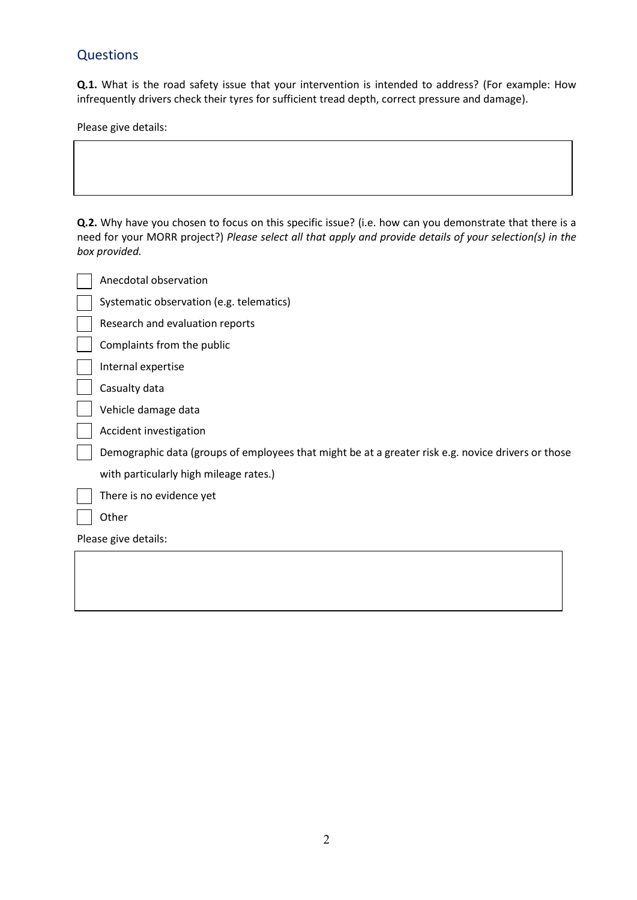## Questions

**Q.1.** What is the road safety issue that your intervention is intended to address? (For example: How infrequently drivers check their tyres for sufficient tread depth, correct pressure and damage).

Please give details:

**Q.2.** Why have you chosen to focus on this specific issue? (i.e. how can you demonstrate that there is a need for your MORR project?) *Please select all that apply and provide details of your selection(s) in the box provided.*

- [ ] Anecdotal observation
- [ ] Systematic observation (e.g. telematics)
- [ ] Research and evaluation reports
- [ ] Complaints from the public
- [ ] Internal expertise
- [ ] Casualty data
- [ ] Vehicle damage data
- [ ] Accident investigation
- [ ] Demographic data (groups of employees that might be at a greater risk e.g. novice drivers or those with particularly high mileage rates.)
- [ ] There is no evidence yet
- [ ] Other

Please give details: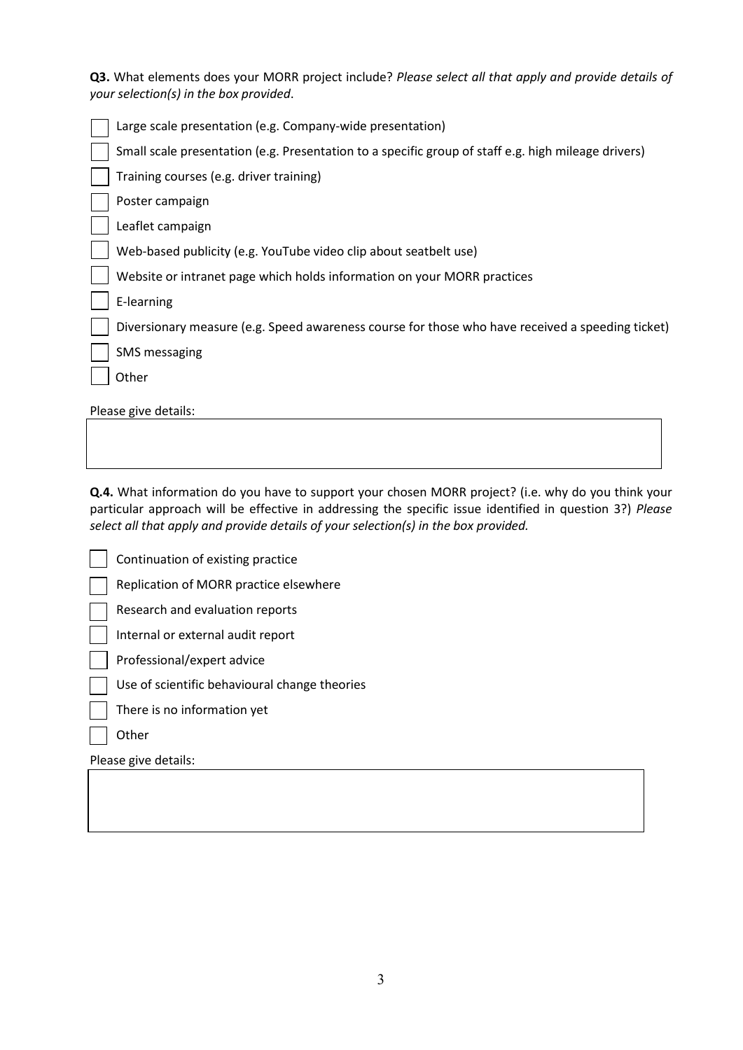**Q3.** What elements does your MORR project include? *Please select all that apply and provide details of your selection(s) in the box provided*.

- [ ] Large scale presentation (e.g. Company-wide presentation)
- [ ] Small scale presentation (e.g. Presentation to a specific group of staff e.g. high mileage drivers)
- [ ] Training courses (e.g. driver training)
- [ ] Poster campaign
- [ ] Leaflet campaign
- [ ] Web-based publicity (e.g. YouTube video clip about seatbelt use)
- [ ] Website or intranet page which holds information on your MORR practices
- [ ] E-learning
- [ ] Diversionary measure (e.g. Speed awareness course for those who have received a speeding ticket)
- [ ] SMS messaging
- [ ] Other

Please give details:

**Q.4.** What information do you have to support your chosen MORR project? (i.e. why do you think your particular approach will be effective in addressing the specific issue identified in question 3?) *Please select all that apply and provide details of your selection(s) in the box provided.*

- [ ] Continuation of existing practice
- [ ] Replication of MORR practice elsewhere
- [ ] Research and evaluation reports
- [ ] Internal or external audit report
- [ ] Professional/expert advice
- [ ] Use of scientific behavioural change theories
- [ ] There is no information yet
- [ ] Other

Please give details: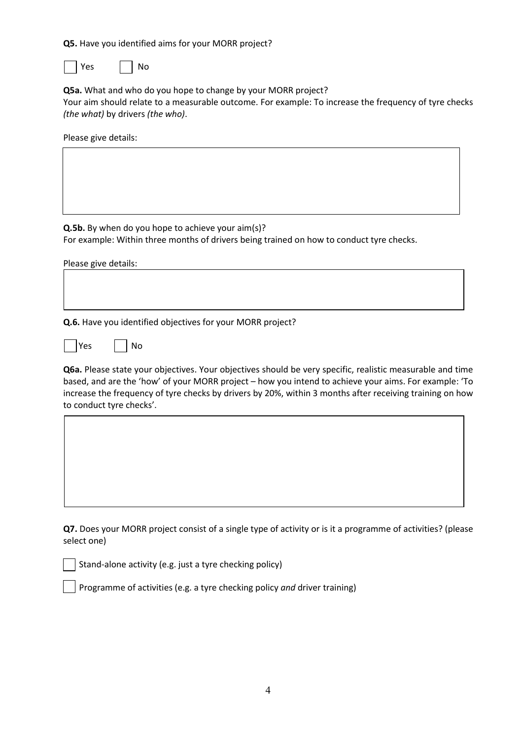**Q5.** Have you identified aims for your MORR project?

☐ Yes ☐ No

**Q5a.** What and who do you hope to change by your MORR project?
Your aim should relate to a measurable outcome. For example: To increase the frequency of tyre checks *(the what)* by drivers *(the who)*.

Please give details:

| |
|---|
| |

**Q.5b.** By when do you hope to achieve your aim(s)?
For example: Within three months of drivers being trained on how to conduct tyre checks.

Please give details:

| |
|---|
| |

**Q.6.** Have you identified objectives for your MORR project?

☐ Yes ☐ No

**Q6a.** Please state your objectives. Your objectives should be very specific, realistic measurable and time based, and are the 'how' of your MORR project – how you intend to achieve your aims. For example: 'To increase the frequency of tyre checks by drivers by 20%, within 3 months after receiving training on how to conduct tyre checks'.

| |
|---|
| |

**Q7.** Does your MORR project consist of a single type of activity or is it a programme of activities? (please select one)

☐ Stand-alone activity (e.g. just a tyre checking policy)

☐ Programme of activities (e.g. a tyre checking policy *and* driver training)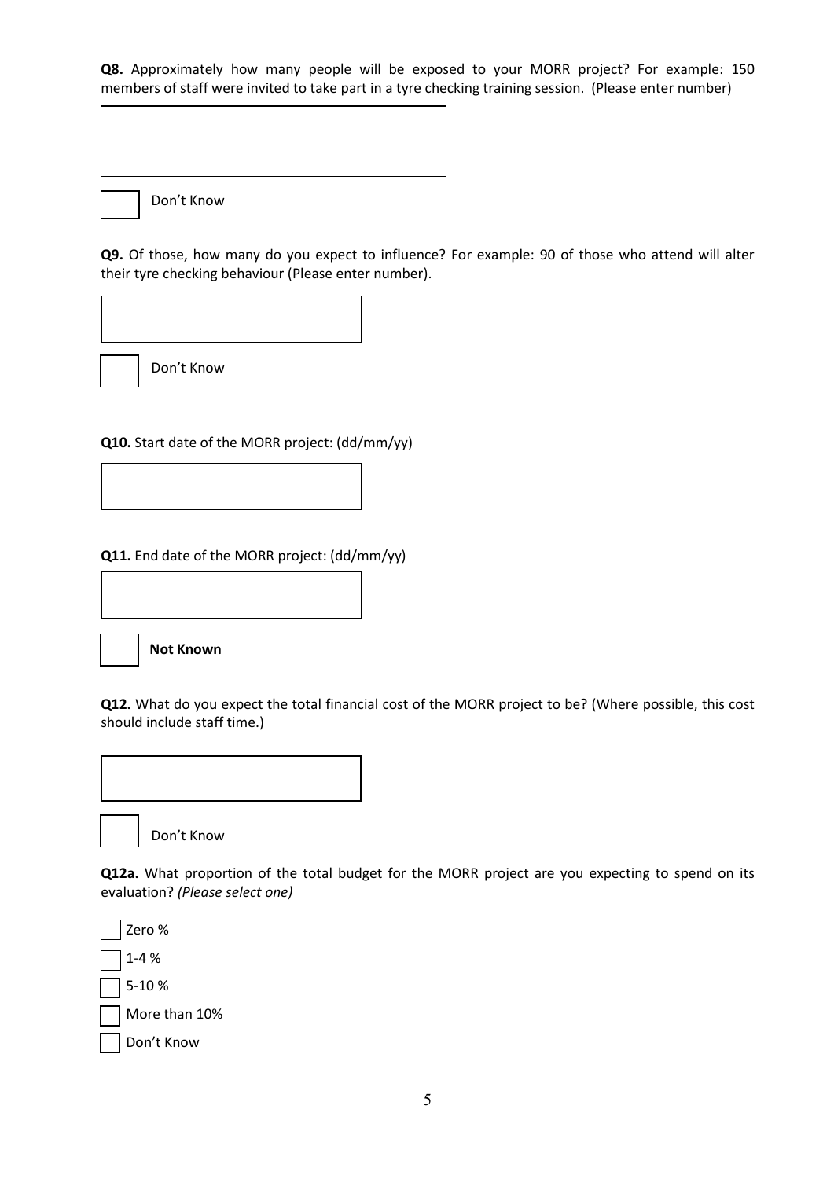**Q8.** Approximately how many people will be exposed to your MORR project? For example: 150 members of staff were invited to take part in a tyre checking training session. (Please enter number)

☐ Don't Know

**Q9.** Of those, how many do you expect to influence? For example: 90 of those who attend will alter their tyre checking behaviour (Please enter number).

☐ Don't Know

**Q10.** Start date of the MORR project: (dd/mm/yy)

**Q11.** End date of the MORR project: (dd/mm/yy)

☐ **Not Known**

**Q12.** What do you expect the total financial cost of the MORR project to be? (Where possible, this cost should include staff time.)

☐ Don't Know

**Q12a.** What proportion of the total budget for the MORR project are you expecting to spend on its evaluation? *(Please select one)*

☐ Zero %

☐ 1-4 %

☐ 5-10 %

☐ More than 10%

☐ Don't Know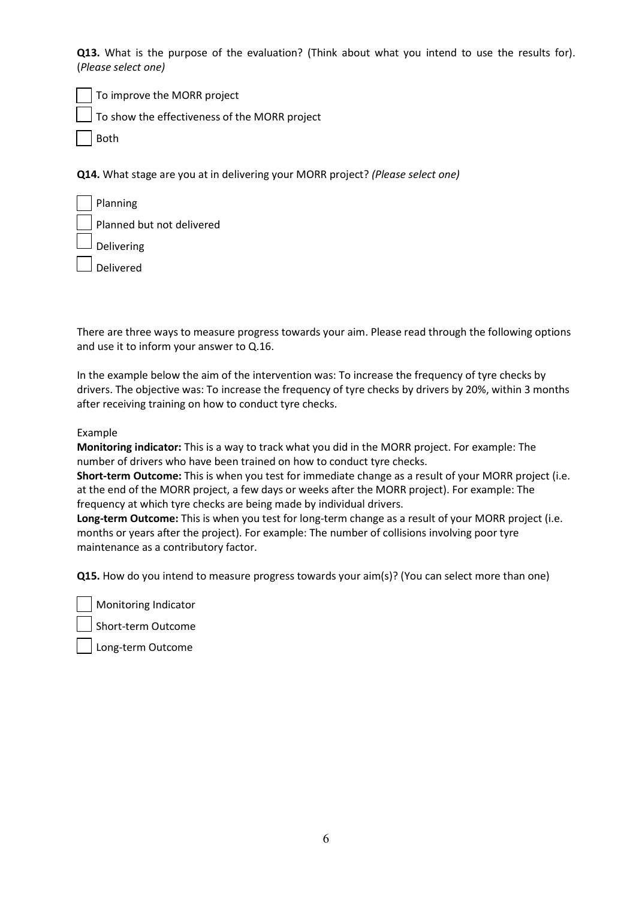**Q13.** What is the purpose of the evaluation? (Think about what you intend to use the results for). (*Please select one)*

- [ ] To improve the MORR project
- [ ] To show the effectiveness of the MORR project
- [ ] Both

**Q14.** What stage are you at in delivering your MORR project? *(Please select one)*

- [ ] Planning
- [ ] Planned but not delivered
- [ ] Delivering
- [ ] Delivered

There are three ways to measure progress towards your aim. Please read through the following options and use it to inform your answer to Q.16.

In the example below the aim of the intervention was: To increase the frequency of tyre checks by drivers. The objective was: To increase the frequency of tyre checks by drivers by 20%, within 3 months after receiving training on how to conduct tyre checks.

Example

**Monitoring indicator:** This is a way to track what you did in the MORR project. For example: The number of drivers who have been trained on how to conduct tyre checks.

**Short-term Outcome:** This is when you test for immediate change as a result of your MORR project (i.e. at the end of the MORR project, a few days or weeks after the MORR project). For example: The frequency at which tyre checks are being made by individual drivers.

**Long-term Outcome:** This is when you test for long-term change as a result of your MORR project (i.e. months or years after the project). For example: The number of collisions involving poor tyre maintenance as a contributory factor.

**Q15.** How do you intend to measure progress towards your aim(s)? (You can select more than one)

- [ ] Monitoring Indicator
- [ ] Short-term Outcome
- [ ] Long-term Outcome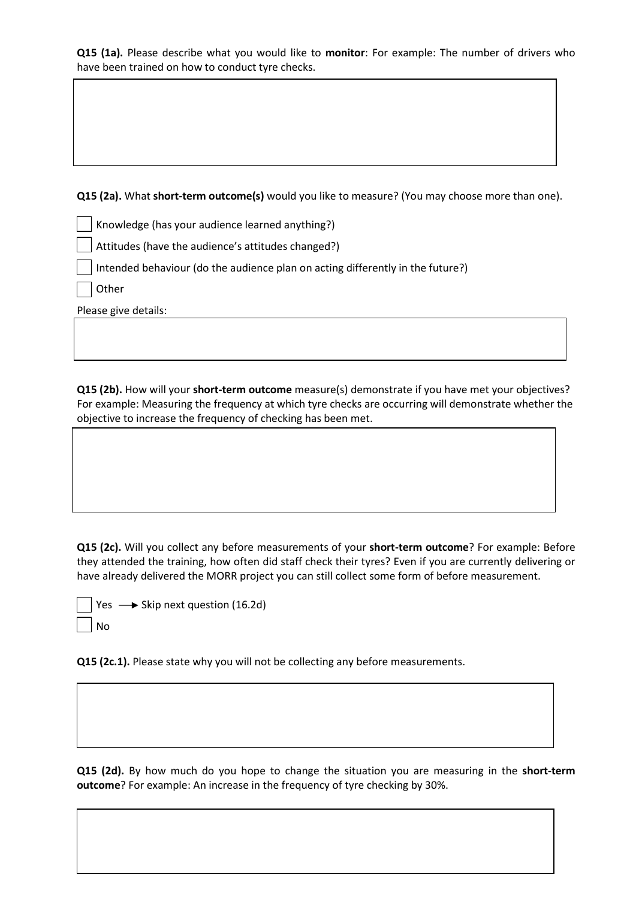**Q15 (1a).** Please describe what you would like to **monitor**: For example: The number of drivers who have been trained on how to conduct tyre checks.

**Q15 (2a).** What **short-term outcome(s)** would you like to measure? (You may choose more than one).

- ☐ Knowledge (has your audience learned anything?)
- ☐ Attitudes (have the audience's attitudes changed?)
- ☐ Intended behaviour (do the audience plan on acting differently in the future?)
- ☐ Other

Please give details:

**Q15 (2b).** How will your **short-term outcome** measure(s) demonstrate if you have met your objectives? For example: Measuring the frequency at which tyre checks are occurring will demonstrate whether the objective to increase the frequency of checking has been met.

**Q15 (2c).** Will you collect any before measurements of your **short-term outcome**? For example: Before they attended the training, how often did staff check their tyres? Even if you are currently delivering or have already delivered the MORR project you can still collect some form of before measurement.

- ☐ Yes → Skip next question (16.2d)
- ☐ No

**Q15 (2c.1).** Please state why you will not be collecting any before measurements.

**Q15 (2d).** By how much do you hope to change the situation you are measuring in the **short-term outcome**? For example: An increase in the frequency of tyre checking by 30%.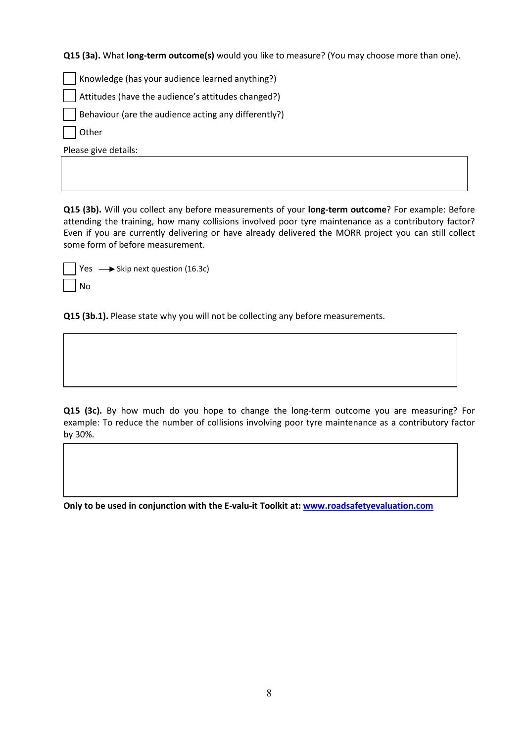**Q15 (3a).** What **long-term outcome(s)** would you like to measure? (You may choose more than one).

- ☐ Knowledge (has your audience learned anything?)
- ☐ Attitudes (have the audience's attitudes changed?)
- ☐ Behaviour (are the audience acting any differently?)
- ☐ Other

Please give details:

| |
|---|
| |

**Q15 (3b).** Will you collect any before measurements of your **long-term outcome**? For example: Before attending the training, how many collisions involved poor tyre maintenance as a contributory factor? Even if you are currently delivering or have already delivered the MORR project you can still collect some form of before measurement.

- ☐ Yes → Skip next question (16.3c)
- ☐ No

**Q15 (3b.1).** Please state why you will not be collecting any before measurements.

| |
|---|
| |

**Q15 (3c).** By how much do you hope to change the long-term outcome you are measuring? For example: To reduce the number of collisions involving poor tyre maintenance as a contributory factor by 30%.

| |
|---|
| |

**Only to be used in conjunction with the E-valu-it Toolkit at: [www.roadsafetyevaluation.com](www.roadsafetyevaluation.com)**